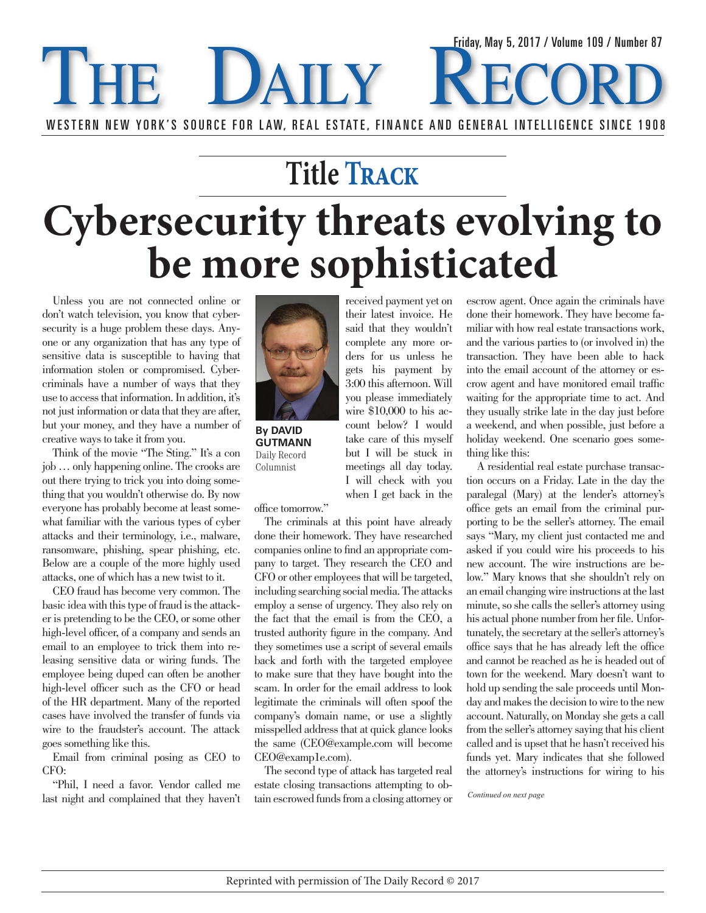# Title Track

# Cybersecurity threats evolving to be more sophisticated

**By DAVID GUTMANN**
Daily Record Columnist

Unless you are not connected online or don't watch television, you know that cybersecurity is a huge problem these days. Anyone or any organization that has any type of sensitive data is susceptible to having that information stolen or compromised. Cybercriminals have a number of ways that they use to access that information. In addition, it's not just information or data that they are after, but your money, and they have a number of creative ways to take it from you.

Think of the movie "The Sting." It's a con job … only happening online. The crooks are out there trying to trick you into doing something that you wouldn't otherwise do. By now everyone has probably become at least somewhat familiar with the various types of cyber attacks and their terminology, i.e., malware, ransomware, phishing, spear phishing, etc. Below are a couple of the more highly used attacks, one of which has a new twist to it.

CEO fraud has become very common. The basic idea with this type of fraud is the attacker is pretending to be the CEO, or some other high-level officer, of a company and sends an email to an employee to trick them into releasing sensitive data or wiring funds. The employee being duped can often be another high-level officer such as the CFO or head of the HR department. Many of the reported cases have involved the transfer of funds via wire to the fraudster's account. The attack goes something like this.

Email from criminal posing as CEO to CFO:

"Phil, I need a favor. Vendor called me last night and complained that they haven't received payment yet on their latest invoice. He said that they wouldn't complete any more orders for us unless he gets his payment by 3:00 this afternoon. Will you please immediately wire $10,000 to his account below? I would take care of this myself but I will be stuck in meetings all day today. I will check with you when I get back in the office tomorrow."

The criminals at this point have already done their homework. They have researched companies online to find an appropriate company to target. They research the CEO and CFO or other employees that will be targeted, including searching social media. The attacks employ a sense of urgency. They also rely on the fact that the email is from the CEO, a trusted authority figure in the company. And they sometimes use a script of several emails back and forth with the targeted employee to make sure that they have bought into the scam. In order for the email address to look legitimate the criminals will often spoof the company's domain name, or use a slightly misspelled address that at quick glance looks the same (CEO@example.com will become CEO@examp1e.com).

The second type of attack has targeted real estate closing transactions attempting to obtain escrowed funds from a closing attorney or escrow agent. Once again the criminals have done their homework. They have become familiar with how real estate transactions work, and the various parties to (or involved in) the transaction. They have been able to hack into the email account of the attorney or escrow agent and have monitored email traffic waiting for the appropriate time to act. And they usually strike late in the day just before a weekend, and when possible, just before a holiday weekend. One scenario goes something like this:

A residential real estate purchase transaction occurs on a Friday. Late in the day the paralegal (Mary) at the lender's attorney's office gets an email from the criminal purporting to be the seller's attorney. The email says "Mary, my client just contacted me and asked if you could wire his proceeds to his new account. The wire instructions are below." Mary knows that she shouldn't rely on an email changing wire instructions at the last minute, so she calls the seller's attorney using his actual phone number from her file. Unfortunately, the secretary at the seller's attorney's office says that he has already left the office and cannot be reached as he is headed out of town for the weekend. Mary doesn't want to hold up sending the sale proceeds until Monday and makes the decision to wire to the new account. Naturally, on Monday she gets a call from the seller's attorney saying that his client called and is upset that he hasn't received his funds yet. Mary indicates that she followed the attorney's instructions for wiring to his

*Continued on next page*

Reprinted with permission of The Daily Record © 2017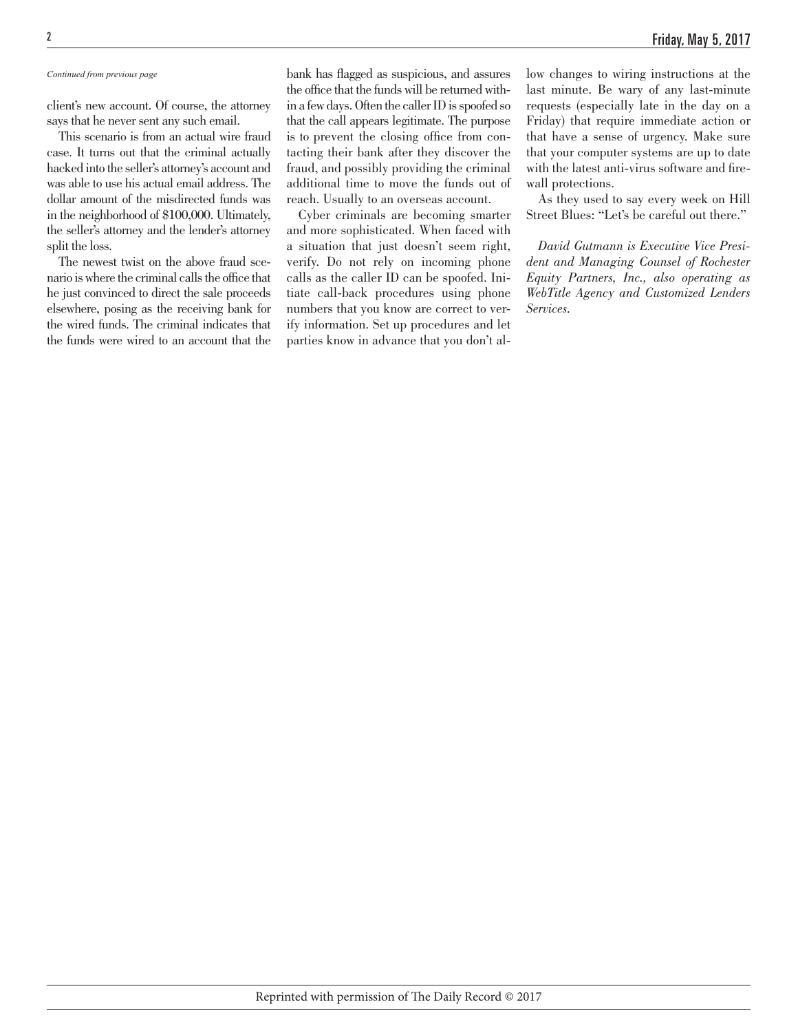*Continued from previous page*

client's new account. Of course, the attorney says that he never sent any such email.

This scenario is from an actual wire fraud case. It turns out that the criminal actually hacked into the seller's attorney's account and was able to use his actual email address. The dollar amount of the misdirected funds was in the neighborhood of $100,000. Ultimately, the seller's attorney and the lender's attorney split the loss.

The newest twist on the above fraud scenario is where the criminal calls the office that he just convinced to direct the sale proceeds elsewhere, posing as the receiving bank for the wired funds. The criminal indicates that the funds were wired to an account that the bank has flagged as suspicious, and assures the office that the funds will be returned within a few days. Often the caller ID is spoofed so that the call appears legitimate. The purpose is to prevent the closing office from contacting their bank after they discover the fraud, and possibly providing the criminal additional time to move the funds out of reach. Usually to an overseas account.

Cyber criminals are becoming smarter and more sophisticated. When faced with a situation that just doesn't seem right, verify. Do not rely on incoming phone calls as the caller ID can be spoofed. Initiate call-back procedures using phone numbers that you know are correct to verify information. Set up procedures and let parties know in advance that you don't allow changes to wiring instructions at the last minute. Be wary of any last-minute requests (especially late in the day on a Friday) that require immediate action or that have a sense of urgency. Make sure that your computer systems are up to date with the latest anti-virus software and firewall protections.

As they used to say every week on Hill Street Blues: "Let's be careful out there."

*David Gutmann is Executive Vice President and Managing Counsel of Rochester Equity Partners, Inc., also operating as WebTitle Agency and Customized Lenders Services.*

Reprinted with permission of The Daily Record © 2017